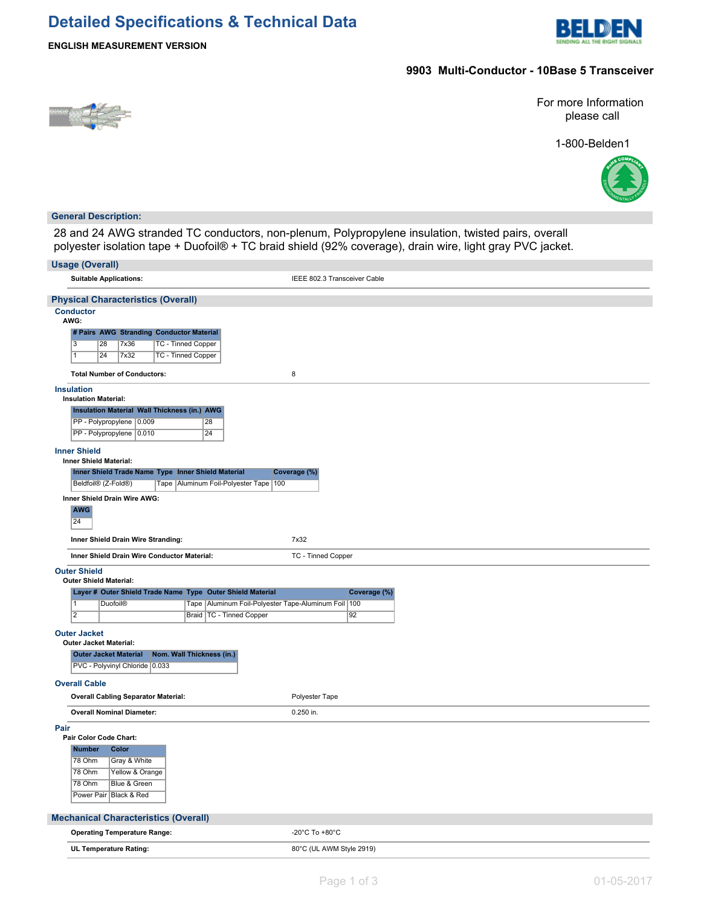# Detailed Specifications & Technical Data

**ENGLISH MEASUREMENT VERSION**

**9903 Multi-Conductor - 10Base 5 Transceiver**

For more Information please call

1-800-Belden1

## General Description:

28 and 24 AWG stranded TC conductors, non-plenum, Polypropylene insulation, twisted pairs, overall polyester isolation tape + Duofoil® + TC braid shield (92% coverage), drain wire, light gray PVC jacket.

## Usage (Overall)

**Suitable Applications:** IEEE 802.3 Transceiver Cable

## Physical Characteristics (Overall)

### Conductor

**AWG:**

| # Pairs | AWG | Stranding | Conductor Material |
|---|---|---|---|
| 3 | 28 | 7x36 | TC - Tinned Copper |
| 1 | 24 | 7x32 | TC - Tinned Copper |

**Total Number of Conductors:** 8

### Insulation

**Insulation Material:**

| Insulation Material | Wall Thickness (in.) | AWG |
|---|---|---|
| PP - Polypropylene | 0.009 | 28 |
| PP - Polypropylene | 0.010 | 24 |

### Inner Shield

**Inner Shield Material:**

| Inner Shield Trade Name | Type | Inner Shield Material | Coverage (%) |
|---|---|---|---|
| Beldfoil® (Z-Fold®) | Tape | Aluminum Foil-Polyester Tape | 100 |

**Inner Shield Drain Wire AWG:**

| AWG |
|---|
| 24 |

**Inner Shield Drain Wire Stranding:** 7x32

**Inner Shield Drain Wire Conductor Material:** TC - Tinned Copper

### Outer Shield

**Outer Shield Material:**

| Layer # | Outer Shield Trade Name | Type | Outer Shield Material | Coverage (%) |
|---|---|---|---|---|
| 1 | Duofoil® | Tape | Aluminum Foil-Polyester Tape-Aluminum Foil | 100 |
| 2 | | Braid | TC - Tinned Copper | 92 |

### Outer Jacket

**Outer Jacket Material:**

| Outer Jacket Material | Nom. Wall Thickness (in.) |
|---|---|
| PVC - Polyvinyl Chloride | 0.033 |

### Overall Cable

**Overall Cabling Separator Material:** Polyester Tape

**Overall Nominal Diameter:** 0.250 in.

### Pair

**Pair Color Code Chart:**

| Number | Color |
|---|---|
| 78 Ohm | Gray & White |
| 78 Ohm | Yellow & Orange |
| 78 Ohm | Blue & Green |
| Power Pair | Black & Red |

## Mechanical Characteristics (Overall)

**Operating Temperature Range:** -20°C To +80°C

**UL Temperature Rating:** 80°C (UL AWM Style 2919)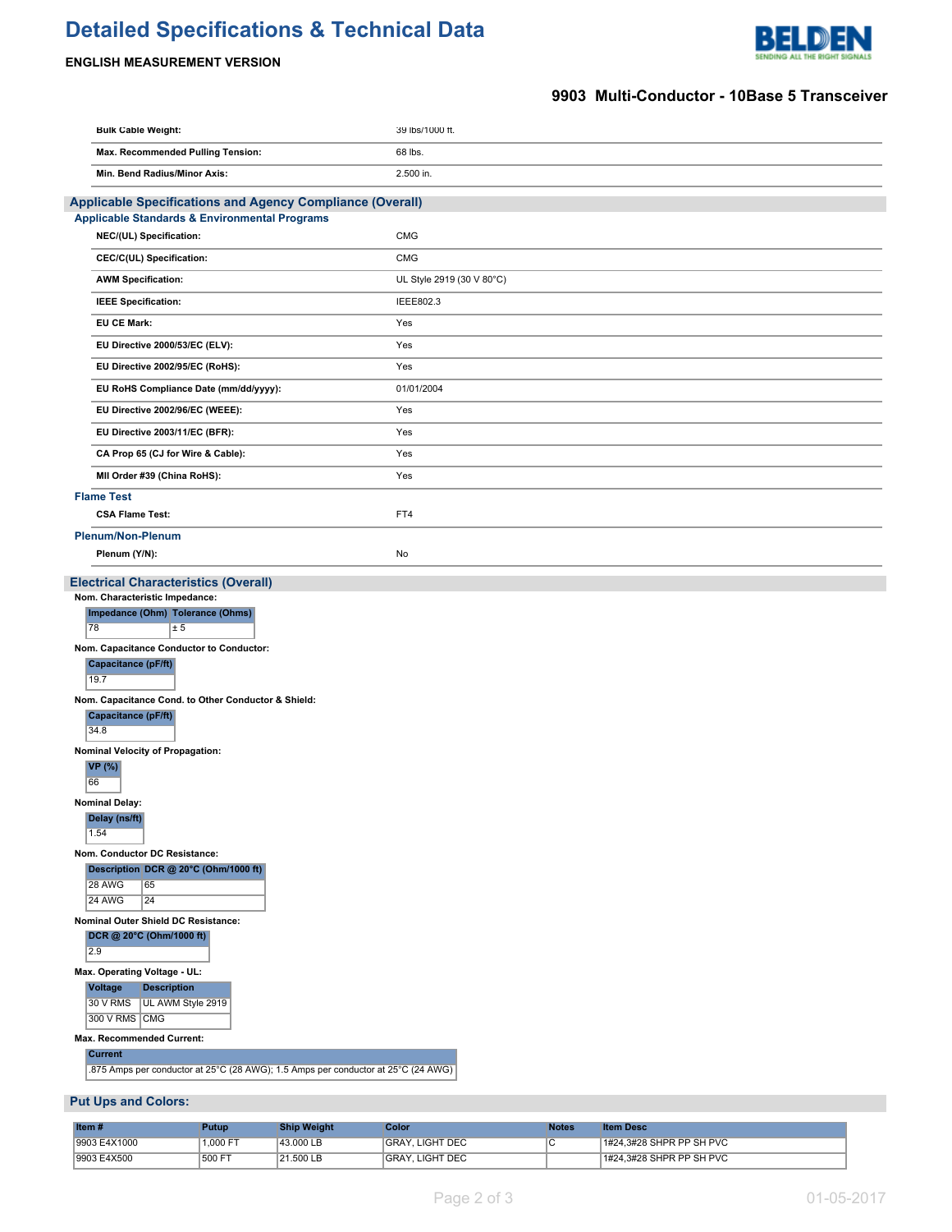| | |
|---|---|
| **Bulk Cable Weight:** | 39 lbs/1000 ft. |
| **Max. Recommended Pulling Tension:** | 68 lbs. |
| **Min. Bend Radius/Minor Axis:** | 2.500 in. |

## Applicable Specifications and Agency Compliance (Overall)

### Applicable Standards & Environmental Programs

| | |
|---|---|
| **NEC/(UL) Specification:** | CMG |
| **CEC/C(UL) Specification:** | CMG |
| **AWM Specification:** | UL Style 2919 (30 V 80°C) |
| **IEEE Specification:** | IEEE802.3 |
| **EU CE Mark:** | Yes |
| **EU Directive 2000/53/EC (ELV):** | Yes |
| **EU Directive 2002/95/EC (RoHS):** | Yes |
| **EU RoHS Compliance Date (mm/dd/yyyy):** | 01/01/2004 |
| **EU Directive 2002/96/EC (WEEE):** | Yes |
| **EU Directive 2003/11/EC (BFR):** | Yes |
| **CA Prop 65 (CJ for Wire & Cable):** | Yes |
| **MII Order #39 (China RoHS):** | Yes |

### Flame Test

| | |
|---|---|
| **CSA Flame Test:** | FT4 |

### Plenum/Non-Plenum

| | |
|---|---|
| **Plenum (Y/N):** | No |

## Electrical Characteristics (Overall)

**Nom. Characteristic Impedance:**

| Impedance (Ohm) | Tolerance (Ohms) |
|---|---|
| 78 | ± 5 |

**Nom. Capacitance Conductor to Conductor:**

| Capacitance (pF/ft) |
|---|
| 19.7 |

**Nom. Capacitance Cond. to Other Conductor & Shield:**

| Capacitance (pF/ft) |
|---|
| 34.8 |

**Nominal Velocity of Propagation:**

| VP (%) |
|---|
| 66 |

**Nominal Delay:**

| Delay (ns/ft) |
|---|
| 1.54 |

**Nom. Conductor DC Resistance:**

| Description | DCR @ 20°C (Ohm/1000 ft) |
|---|---|
| 28 AWG | 65 |
| 24 AWG | 24 |

**Nominal Outer Shield DC Resistance:**

| DCR @ 20°C (Ohm/1000 ft) |
|---|
| 2.9 |

**Max. Operating Voltage - UL:**

| Voltage | Description |
|---|---|
| 30 V RMS | UL AWM Style 2919 |
| 300 V RMS | CMG |

**Max. Recommended Current:**

| Current |
|---|
| .875 Amps per conductor at 25°C (28 AWG); 1.5 Amps per conductor at 25°C (24 AWG) |

## Put Ups and Colors:

| Item # | Putup | Ship Weight | Color | Notes | Item Desc |
|---|---|---|---|---|---|
| 9903 E4X1000 | 1,000 FT | 43.000 LB | GRAY, LIGHT DEC | C | 1#24,3#28 SHPR PP SH PVC |
| 9903 E4X500 | 500 FT | 21.500 LB | GRAY, LIGHT DEC | | 1#24,3#28 SHPR PP SH PVC |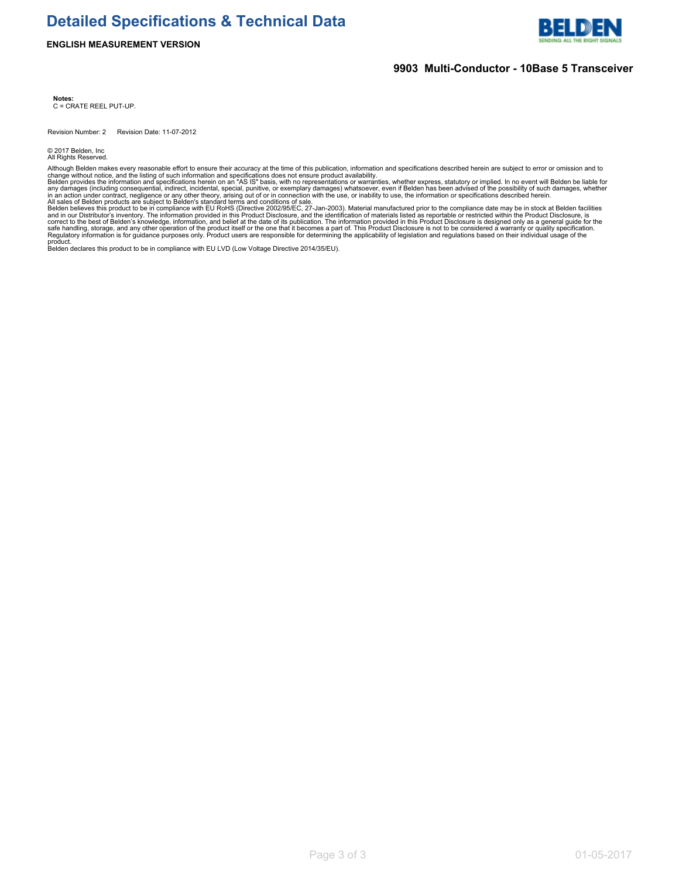**Notes:**
C = CRATE REEL PUT-UP.

Revision Number: 2 Revision Date: 11-07-2012

© 2017 Belden, Inc
All Rights Reserved.

Although Belden makes every reasonable effort to ensure their accuracy at the time of this publication, information and specifications described herein are subject to error or omission and to change without notice, and the listing of such information and specifications does not ensure product availability.
Belden provides the information and specifications herein on an "AS IS" basis, with no representations or warranties, whether express, statutory or implied. In no event will Belden be liable for any damages (including consequential, indirect, incidental, special, punitive, or exemplary damages) whatsoever, even if Belden has been advised of the possibility of such damages, whether in an action under contract, negligence or any other theory, arising out of or in connection with the use, or inability to use, the information or specifications described herein.
All sales of Belden products are subject to Belden's standard terms and conditions of sale.
Belden believes this product to be in compliance with EU RoHS (Directive 2002/95/EC, 27-Jan-2003). Material manufactured prior to the compliance date may be in stock at Belden facilities and in our Distributor's inventory. The information provided in this Product Disclosure, and the identification of materials listed as reportable or restricted within the Product Disclosure, is correct to the best of Belden's knowledge, information, and belief at the date of its publication. The information provided in this Product Disclosure is designed only as a general guide for the safe handling, storage, and any other operation of the product itself or the one that it becomes a part of. This Product Disclosure is not to be considered a warranty or quality specification. Regulatory information is for guidance purposes only. Product users are responsible for determining the applicability of legislation and regulations based on their individual usage of the product.
Belden declares this product to be in compliance with EU LVD (Low Voltage Directive 2014/35/EU).